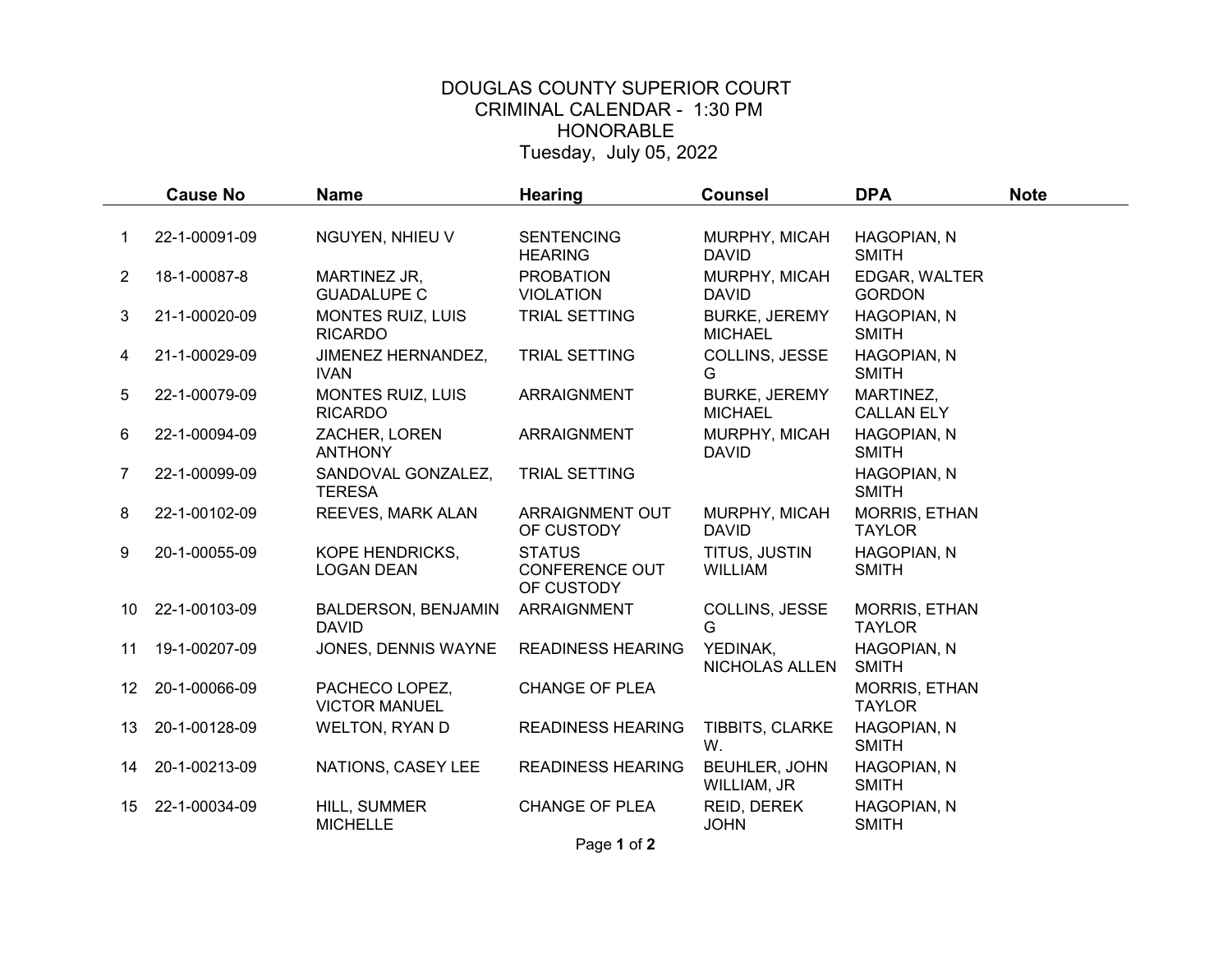# DOUGLAS COUNTY SUPERIOR COURT
## CRIMINAL CALENDAR - 1:30 PM
## HONORABLE
## Tuesday, July 05, 2022

| | Cause No | Name | Hearing | Counsel | DPA | Note |
|---|---|---|---|---|---|---|
| 1 | 22-1-00091-09 | NGUYEN, NHIEU V | SENTENCING HEARING | MURPHY, MICAH DAVID | HAGOPIAN, N SMITH | |
| 2 | 18-1-00087-8 | MARTINEZ JR, GUADALUPE C | PROBATION VIOLATION | MURPHY, MICAH DAVID | EDGAR, WALTER GORDON | |
| 3 | 21-1-00020-09 | MONTES RUIZ, LUIS RICARDO | TRIAL SETTING | BURKE, JEREMY MICHAEL | HAGOPIAN, N SMITH | |
| 4 | 21-1-00029-09 | JIMENEZ HERNANDEZ, IVAN | TRIAL SETTING | COLLINS, JESSE G | HAGOPIAN, N SMITH | |
| 5 | 22-1-00079-09 | MONTES RUIZ, LUIS RICARDO | ARRAIGNMENT | BURKE, JEREMY MICHAEL | MARTINEZ, CALLAN ELY | |
| 6 | 22-1-00094-09 | ZACHER, LOREN ANTHONY | ARRAIGNMENT | MURPHY, MICAH DAVID | HAGOPIAN, N SMITH | |
| 7 | 22-1-00099-09 | SANDOVAL GONZALEZ, TERESA | TRIAL SETTING | | HAGOPIAN, N SMITH | |
| 8 | 22-1-00102-09 | REEVES, MARK ALAN | ARRAIGNMENT OUT OF CUSTODY | MURPHY, MICAH DAVID | MORRIS, ETHAN TAYLOR | |
| 9 | 20-1-00055-09 | KOPE HENDRICKS, LOGAN DEAN | STATUS CONFERENCE OUT OF CUSTODY | TITUS, JUSTIN WILLIAM | HAGOPIAN, N SMITH | |
| 10 | 22-1-00103-09 | BALDERSON, BENJAMIN DAVID | ARRAIGNMENT | COLLINS, JESSE G | MORRIS, ETHAN TAYLOR | |
| 11 | 19-1-00207-09 | JONES, DENNIS WAYNE | READINESS HEARING | YEDINAK, NICHOLAS ALLEN | HAGOPIAN, N SMITH | |
| 12 | 20-1-00066-09 | PACHECO LOPEZ, VICTOR MANUEL | CHANGE OF PLEA | | MORRIS, ETHAN TAYLOR | |
| 13 | 20-1-00128-09 | WELTON, RYAN D | READINESS HEARING | TIBBITS, CLARKE W. | HAGOPIAN, N SMITH | |
| 14 | 20-1-00213-09 | NATIONS, CASEY LEE | READINESS HEARING | BEUHLER, JOHN WILLIAM, JR | HAGOPIAN, N SMITH | |
| 15 | 22-1-00034-09 | HILL, SUMMER MICHELLE | CHANGE OF PLEA | REID, DEREK JOHN | HAGOPIAN, N SMITH | |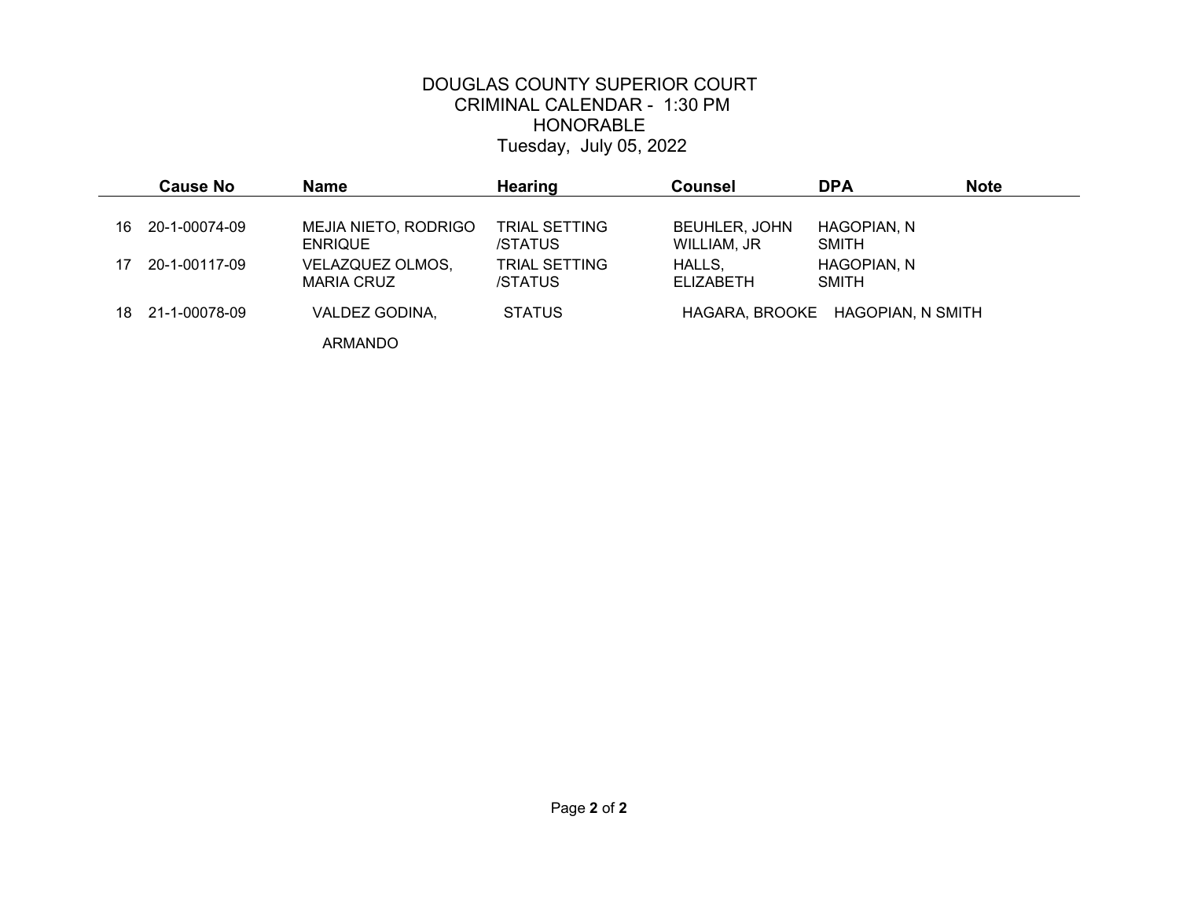DOUGLAS COUNTY SUPERIOR COURT
CRIMINAL CALENDAR - 1:30 PM
HONORABLE
Tuesday, July 05, 2022

| | Cause No | Name | Hearing | Counsel | DPA | Note |
|---|---|---|---|---|---|---|
| 16 | 20-1-00074-09 | MEJIA NIETO, RODRIGO ENRIQUE | TRIAL SETTING /STATUS | BEUHLER, JOHN WILLIAM, JR | HAGOPIAN, N SMITH | |
| 17 | 20-1-00117-09 | VELAZQUEZ OLMOS, MARIA CRUZ | TRIAL SETTING /STATUS | HALLS, ELIZABETH | HAGOPIAN, N SMITH | |
| 18 | 21-1-00078-09 | VALDEZ GODINA, ARMANDO | STATUS | HAGARA, BROOKE | HAGOPIAN, N SMITH | |